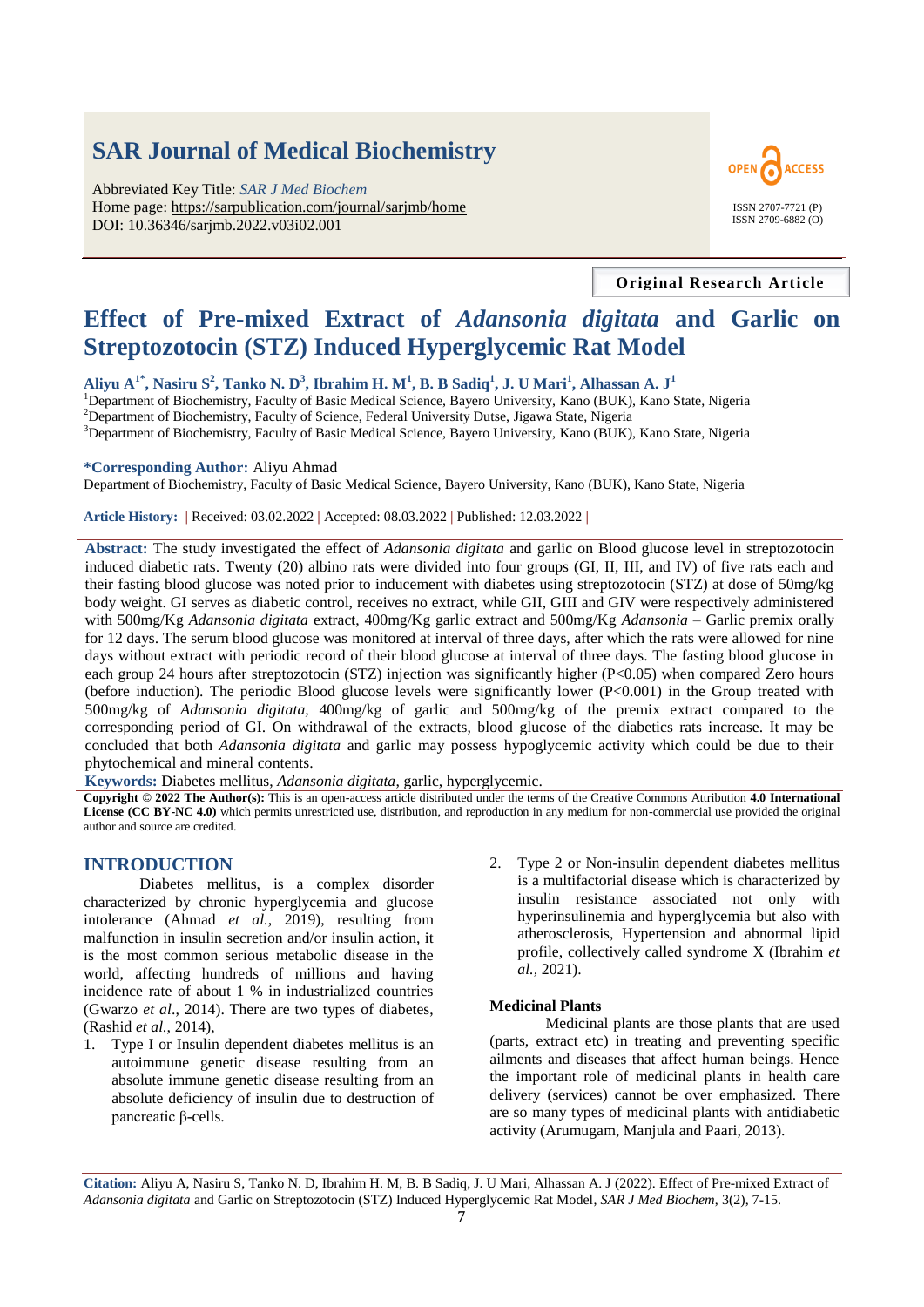# SAR Journal of Medical Biochemistry

Abbreviated Key Title: *SAR J Med Biochem*
Home page: https://sarpublication.com/journal/sarjmb/home
DOI: 10.36346/sarjmb.2022.v03i02.001

OPEN ACCESS

ISSN 2707-7721 (P)
ISSN 2709-6882 (O)

**Original Research Article**

# Effect of Pre-mixed Extract of *Adansonia digitata* and Garlic on Streptozotocin (STZ) Induced Hyperglycemic Rat Model

**Aliyu A[1*], Nasiru S[2], Tanko N. D[3], Ibrahim H. M[1], B. B Sadiq[1], J. U Mari[1], Alhassan A. J[1]**

[1]Department of Biochemistry, Faculty of Basic Medical Science, Bayero University, Kano (BUK), Kano State, Nigeria
[2]Department of Biochemistry, Faculty of Science, Federal University Dutse, Jigawa State, Nigeria
[3]Department of Biochemistry, Faculty of Basic Medical Science, Bayero University, Kano (BUK), Kano State, Nigeria

**\*Corresponding Author:** Aliyu Ahmad
Department of Biochemistry, Faculty of Basic Medical Science, Bayero University, Kano (BUK), Kano State, Nigeria

**Article History:** | Received: 03.02.2022 | Accepted: 08.03.2022 | Published: 12.03.2022 |

**Abstract:** The study investigated the effect of *Adansonia digitata* and garlic on Blood glucose level in streptozotocin induced diabetic rats. Twenty (20) albino rats were divided into four groups (GI, II, III, and IV) of five rats each and their fasting blood glucose was noted prior to inducement with diabetes using streptozotocin (STZ) at dose of 50mg/kg body weight. GI serves as diabetic control, receives no extract, while GII, GIII and GIV were respectively administered with 500mg/Kg *Adansonia digitata* extract, 400mg/Kg garlic extract and 500mg/Kg *Adansonia* – Garlic premix orally for 12 days. The serum blood glucose was monitored at interval of three days, after which the rats were allowed for nine days without extract with periodic record of their blood glucose at interval of three days. The fasting blood glucose in each group 24 hours after streptozotocin (STZ) injection was significantly higher ($P<0.05$) when compared Zero hours (before induction). The periodic Blood glucose levels were significantly lower ($P<0.001$) in the Group treated with 500mg/kg of *Adansonia digitata,* 400mg/kg of garlic and 500mg/kg of the premix extract compared to the corresponding period of GI. On withdrawal of the extracts, blood glucose of the diabetics rats increase. It may be concluded that both *Adansonia digitata* and garlic may possess hypoglycemic activity which could be due to their phytochemical and mineral contents.

**Keywords:** Diabetes mellitus, *Adansonia digitata*, garlic, hyperglycemic.

**Copyright © 2022 The Author(s):** This is an open-access article distributed under the terms of the Creative Commons Attribution **4.0 International License (CC BY-NC 4.0)** which permits unrestricted use, distribution, and reproduction in any medium for non-commercial use provided the original author and source are credited.

## INTRODUCTION

Diabetes mellitus, is a complex disorder characterized by chronic hyperglycemia and glucose intolerance (Ahmad *et al.,* 2019), resulting from malfunction in insulin secretion and/or insulin action, it is the most common serious metabolic disease in the world, affecting hundreds of millions and having incidence rate of about 1 % in industrialized countries (Gwarzo *et al*., 2014). There are two types of diabetes, (Rashid *et al.,* 2014),

1. Type I or Insulin dependent diabetes mellitus is an autoimmune genetic disease resulting from an absolute immune genetic disease resulting from an absolute deficiency of insulin due to destruction of pancreatic β-cells.
2. Type 2 or Non-insulin dependent diabetes mellitus is a multifactorial disease which is characterized by insulin resistance associated not only with hyperinsulinemia and hyperglycemia but also with atherosclerosis, Hypertension and abnormal lipid profile, collectively called syndrome X (Ibrahim *et al.,* 2021).

### Medicinal Plants

Medicinal plants are those plants that are used (parts, extract etc) in treating and preventing specific ailments and diseases that affect human beings. Hence the important role of medicinal plants in health care delivery (services) cannot be over emphasized. There are so many types of medicinal plants with antidiabetic activity (Arumugam, Manjula and Paari, 2013).

**Citation:** Aliyu A, Nasiru S, Tanko N. D, Ibrahim H. M, B. B Sadiq, J. U Mari, Alhassan A. J (2022). Effect of Pre-mixed Extract of *Adansonia digitata* and Garlic on Streptozotocin (STZ) Induced Hyperglycemic Rat Model, *SAR J Med Biochem*, 3(2), 7-15.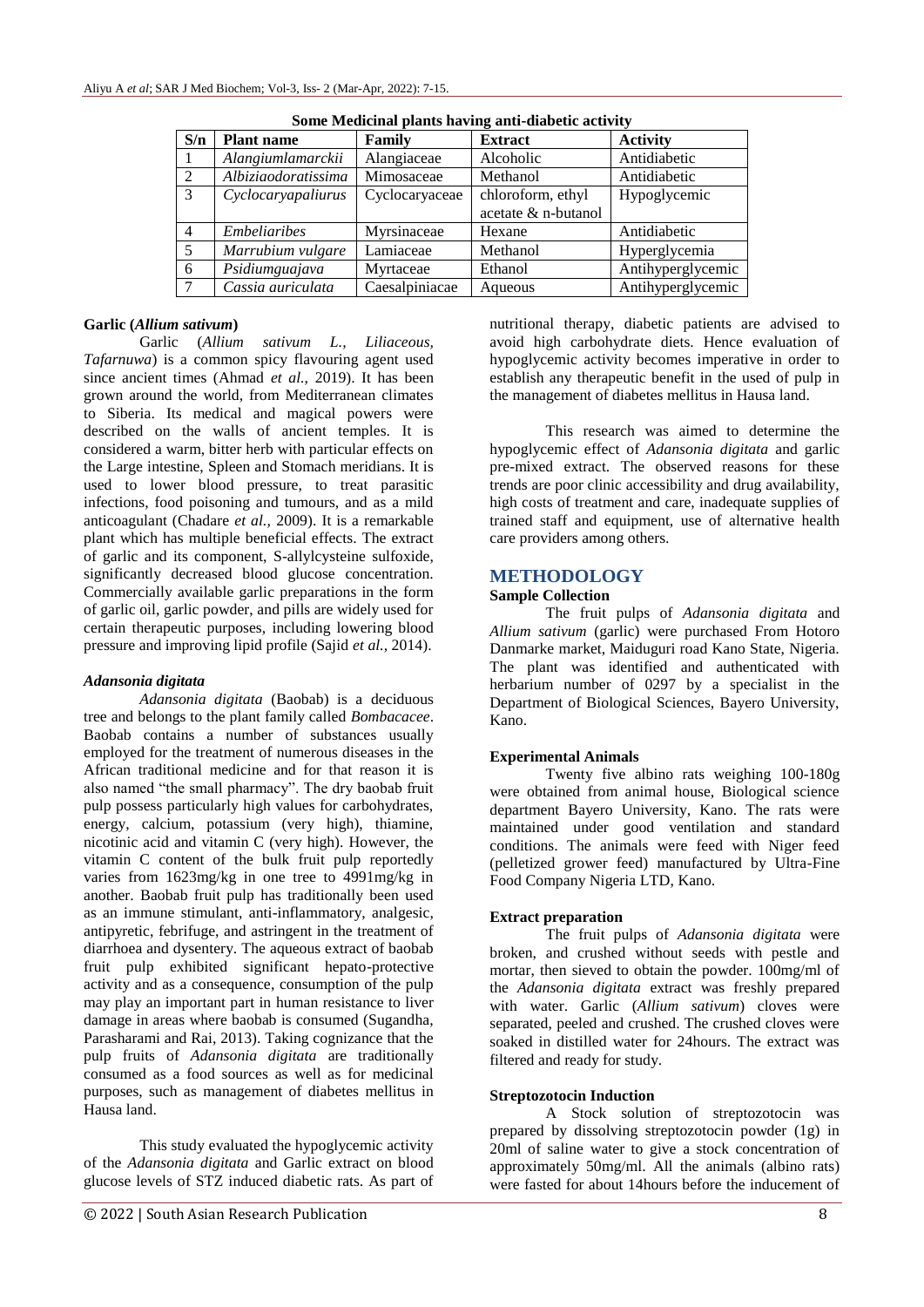**Some Medicinal plants having anti-diabetic activity**

| S/n | Plant name | Family | Extract | Activity |
|---|---|---|---|---|
| 1 | *Alangiumlamarckii* | Alangiaceae | Alcoholic | Antidiabetic |
| 2 | *Albiziaodoratissima* | Mimosaceae | Methanol | Antidiabetic |
| 3 | *Cyclocaryapaliurus* | Cyclocaryaceae | chloroform, ethyl acetate & n-butanol | Hypoglycemic |
| 4 | *Embeliaribes* | Myrsinaceae | Hexane | Antidiabetic |
| 5 | *Marrubium vulgare* | Lamiaceae | Methanol | Hyperglycemia |
| 6 | *Psidiumguajava* | Myrtaceae | Ethanol | Antihyperglycemic |
| 7 | *Cassia auriculata* | Caesalpiniacae | Aqueous | Antihyperglycemic |

**Garlic (*Allium sativum*)**

Garlic (*Allium sativum L., Liliaceous, Tafarnuwa*) is a common spicy flavouring agent used since ancient times (Ahmad *et al.,* 2019). It has been grown around the world, from Mediterranean climates to Siberia. Its medical and magical powers were described on the walls of ancient temples. It is considered a warm, bitter herb with particular effects on the Large intestine, Spleen and Stomach meridians. It is used to lower blood pressure, to treat parasitic infections, food poisoning and tumours, and as a mild anticoagulant (Chadare *et al.,* 2009). It is a remarkable plant which has multiple beneficial effects. The extract of garlic and its component, S-allylcysteine sulfoxide, significantly decreased blood glucose concentration. Commercially available garlic preparations in the form of garlic oil, garlic powder, and pills are widely used for certain therapeutic purposes, including lowering blood pressure and improving lipid profile (Sajid *et al.,* 2014).

***Adansonia digitata***

*Adansonia digitata* (Baobab) is a deciduous tree and belongs to the plant family called *Bombacacee*. Baobab contains a number of substances usually employed for the treatment of numerous diseases in the African traditional medicine and for that reason it is also named "the small pharmacy". The dry baobab fruit pulp possess particularly high values for carbohydrates, energy, calcium, potassium (very high), thiamine, nicotinic acid and vitamin C (very high). However, the vitamin C content of the bulk fruit pulp reportedly varies from 1623mg/kg in one tree to 4991mg/kg in another. Baobab fruit pulp has traditionally been used as an immune stimulant, anti-inflammatory, analgesic, antipyretic, febrifuge, and astringent in the treatment of diarrhoea and dysentery. The aqueous extract of baobab fruit pulp exhibited significant hepato-protective activity and as a consequence, consumption of the pulp may play an important part in human resistance to liver damage in areas where baobab is consumed (Sugandha, Parasharami and Rai, 2013). Taking cognizance that the pulp fruits of *Adansonia digitata* are traditionally consumed as a food sources as well as for medicinal purposes, such as management of diabetes mellitus in Hausa land.

This study evaluated the hypoglycemic activity of the *Adansonia digitata* and Garlic extract on blood glucose levels of STZ induced diabetic rats. As part of nutritional therapy, diabetic patients are advised to avoid high carbohydrate diets. Hence evaluation of hypoglycemic activity becomes imperative in order to establish any therapeutic benefit in the used of pulp in the management of diabetes mellitus in Hausa land.

This research was aimed to determine the hypoglycemic effect of *Adansonia digitata* and garlic pre-mixed extract. The observed reasons for these trends are poor clinic accessibility and drug availability, high costs of treatment and care, inadequate supplies of trained staff and equipment, use of alternative health care providers among others.

## METHODOLOGY

**Sample Collection**

The fruit pulps of *Adansonia digitata* and *Allium sativum* (garlic) were purchased From Hotoro Danmarke market, Maiduguri road Kano State, Nigeria. The plant was identified and authenticated with herbarium number of 0297 by a specialist in the Department of Biological Sciences, Bayero University, Kano.

**Experimental Animals**

Twenty five albino rats weighing 100-180g were obtained from animal house, Biological science department Bayero University, Kano. The rats were maintained under good ventilation and standard conditions. The animals were feed with Niger feed (pelletized grower feed) manufactured by Ultra-Fine Food Company Nigeria LTD, Kano.

**Extract preparation**

The fruit pulps of *Adansonia digitata* were broken, and crushed without seeds with pestle and mortar, then sieved to obtain the powder. 100mg/ml of the *Adansonia digitata* extract was freshly prepared with water. Garlic (*Allium sativum*) cloves were separated, peeled and crushed. The crushed cloves were soaked in distilled water for 24hours. The extract was filtered and ready for study.

**Streptozotocin Induction**

A Stock solution of streptozotocin was prepared by dissolving streptozotocin powder (1g) in 20ml of saline water to give a stock concentration of approximately 50mg/ml. All the animals (albino rats) were fasted for about 14hours before the inducement of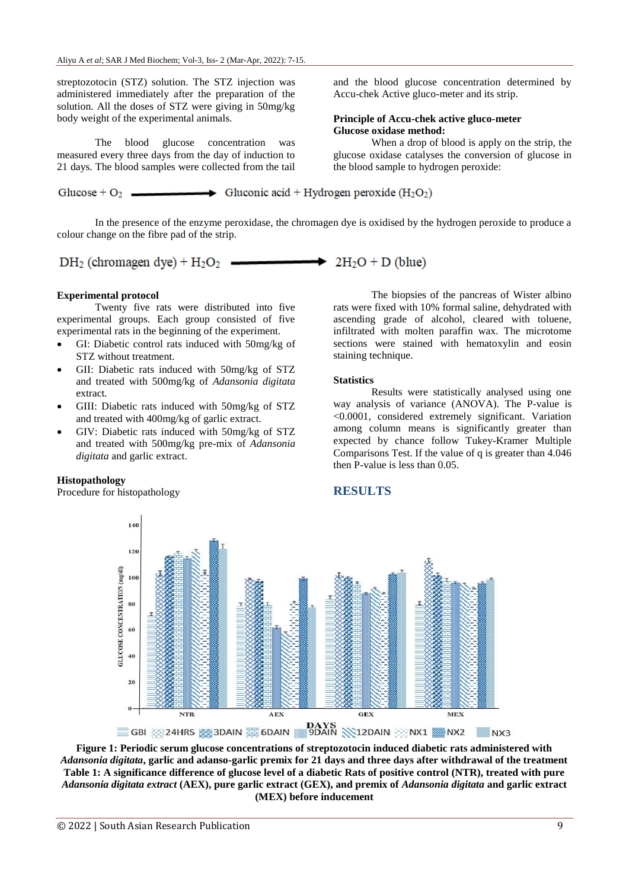streptozotocin (STZ) solution. The STZ injection was administered immediately after the preparation of the solution. All the doses of STZ were giving in 50mg/kg body weight of the experimental animals.

The blood glucose concentration was measured every three days from the day of induction to 21 days. The blood samples were collected from the tail and the blood glucose concentration determined by Accu-chek Active gluco-meter and its strip.

**Principle of Accu-chek active gluco-meter**
**Glucose oxidase method:**

When a drop of blood is apply on the strip, the glucose oxidase catalyses the conversion of glucose in the blood sample to hydrogen peroxide:

$$\text{Glucose} + O_2 \longrightarrow \text{Gluconic acid} + \text{Hydrogen peroxide } (H_2O_2)$$

In the presence of the enzyme peroxidase, the chromagen dye is oxidised by the hydrogen peroxide to produce a colour change on the fibre pad of the strip.

$$DH_2 \text{ (chromagen dye)} + H_2O_2 \longrightarrow 2H_2O + D \text{ (blue)}$$

**Experimental protocol**

Twenty five rats were distributed into five experimental groups. Each group consisted of five experimental rats in the beginning of the experiment.

- GI: Diabetic control rats induced with 50mg/kg of STZ without treatment.
- GII: Diabetic rats induced with 50mg/kg of STZ and treated with 500mg/kg of *Adansonia digitata* extract.
- GIII: Diabetic rats induced with 50mg/kg of STZ and treated with 400mg/kg of garlic extract.
- GIV: Diabetic rats induced with 50mg/kg of STZ and treated with 500mg/kg pre-mix of *Adansonia digitata* and garlic extract.

**Histopathology**

Procedure for histopathology

The biopsies of the pancreas of Wister albino rats were fixed with 10% formal saline, dehydrated with ascending grade of alcohol, cleared with toluene, infiltrated with molten paraffin wax. The microtome sections were stained with hematoxylin and eosin staining technique.

**Statistics**

Results were statistically analysed using one way analysis of variance (ANOVA). The P-value is <0.0001, considered extremely significant. Variation among column means is significantly greater than expected by chance follow Tukey-Kramer Multiple Comparisons Test. If the value of q is greater than 4.046 then P-value is less than 0.05.

## RESULTS

**Figure 1: Periodic serum glucose concentrations of streptozotocin induced diabetic rats administered with *Adansonia digitata*, garlic and adanso-garlic premix for 21 days and three days after withdrawal of the treatment**
**Table 1: A significance difference of glucose level of a diabetic Rats of positive control (NTR), treated with pure *Adansonia digitata extract* (AEX), pure garlic extract (GEX), and premix of *Adansonia digitata* and garlic extract (MEX) before inducement**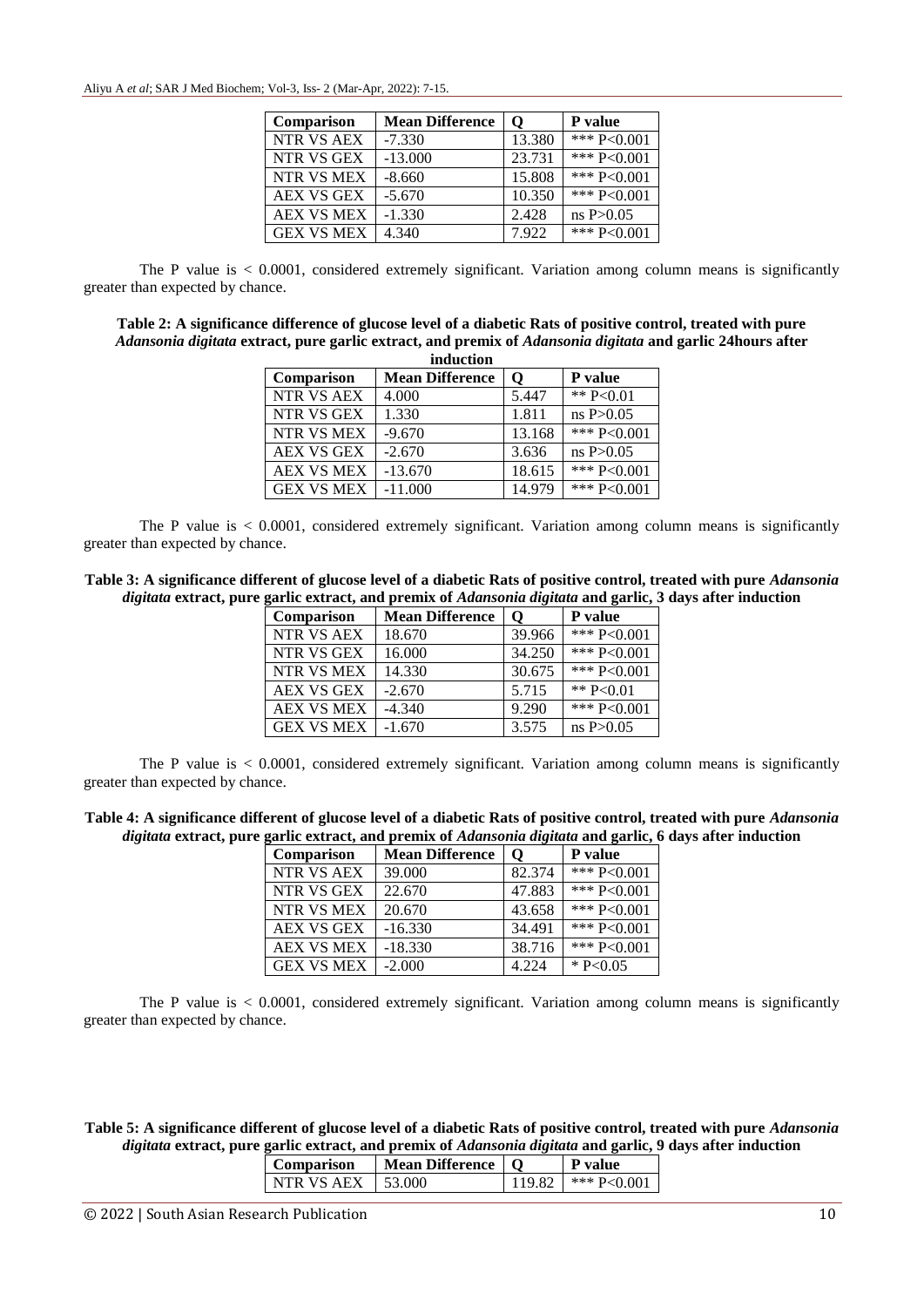| Comparison | Mean Difference | Q | P value |
|---|---|---|---|
| NTR VS AEX | -7.330 | 13.380 | *** P<0.001 |
| NTR VS GEX | -13.000 | 23.731 | *** P<0.001 |
| NTR VS MEX | -8.660 | 15.808 | *** P<0.001 |
| AEX VS GEX | -5.670 | 10.350 | *** P<0.001 |
| AEX VS MEX | -1.330 | 2.428 | ns P>0.05 |
| GEX VS MEX | 4.340 | 7.922 | *** P<0.001 |

The P value is < 0.0001, considered extremely significant. Variation among column means is significantly greater than expected by chance.

**Table 2: A significance difference of glucose level of a diabetic Rats of positive control, treated with pure *Adansonia digitata* extract, pure garlic extract, and premix of *Adansonia digitata* and garlic 24hours after induction**

| Comparison | Mean Difference | Q | P value |
|---|---|---|---|
| NTR VS AEX | 4.000 | 5.447 | ** P<0.01 |
| NTR VS GEX | 1.330 | 1.811 | ns P>0.05 |
| NTR VS MEX | -9.670 | 13.168 | *** P<0.001 |
| AEX VS GEX | -2.670 | 3.636 | ns P>0.05 |
| AEX VS MEX | -13.670 | 18.615 | *** P<0.001 |
| GEX VS MEX | -11.000 | 14.979 | *** P<0.001 |

The P value is < 0.0001, considered extremely significant. Variation among column means is significantly greater than expected by chance.

**Table 3: A significance different of glucose level of a diabetic Rats of positive control, treated with pure *Adansonia digitata* extract, pure garlic extract, and premix of *Adansonia digitata* and garlic, 3 days after induction**

| Comparison | Mean Difference | Q | P value |
|---|---|---|---|
| NTR VS AEX | 18.670 | 39.966 | *** P<0.001 |
| NTR VS GEX | 16.000 | 34.250 | *** P<0.001 |
| NTR VS MEX | 14.330 | 30.675 | *** P<0.001 |
| AEX VS GEX | -2.670 | 5.715 | ** P<0.01 |
| AEX VS MEX | -4.340 | 9.290 | *** P<0.001 |
| GEX VS MEX | -1.670 | 3.575 | ns P>0.05 |

The P value is < 0.0001, considered extremely significant. Variation among column means is significantly greater than expected by chance.

**Table 4: A significance different of glucose level of a diabetic Rats of positive control, treated with pure *Adansonia digitata* extract, pure garlic extract, and premix of *Adansonia digitata* and garlic, 6 days after induction**

| Comparison | Mean Difference | Q | P value |
|---|---|---|---|
| NTR VS AEX | 39.000 | 82.374 | *** P<0.001 |
| NTR VS GEX | 22.670 | 47.883 | *** P<0.001 |
| NTR VS MEX | 20.670 | 43.658 | *** P<0.001 |
| AEX VS GEX | -16.330 | 34.491 | *** P<0.001 |
| AEX VS MEX | -18.330 | 38.716 | *** P<0.001 |
| GEX VS MEX | -2.000 | 4.224 | * P<0.05 |

The P value is < 0.0001, considered extremely significant. Variation among column means is significantly greater than expected by chance.

**Table 5: A significance different of glucose level of a diabetic Rats of positive control, treated with pure *Adansonia digitata* extract, pure garlic extract, and premix of *Adansonia digitata* and garlic, 9 days after induction**

| Comparison | Mean Difference | Q | P value |
|---|---|---|---|
| NTR VS AEX | 53.000 | 119.82 | *** P<0.001 |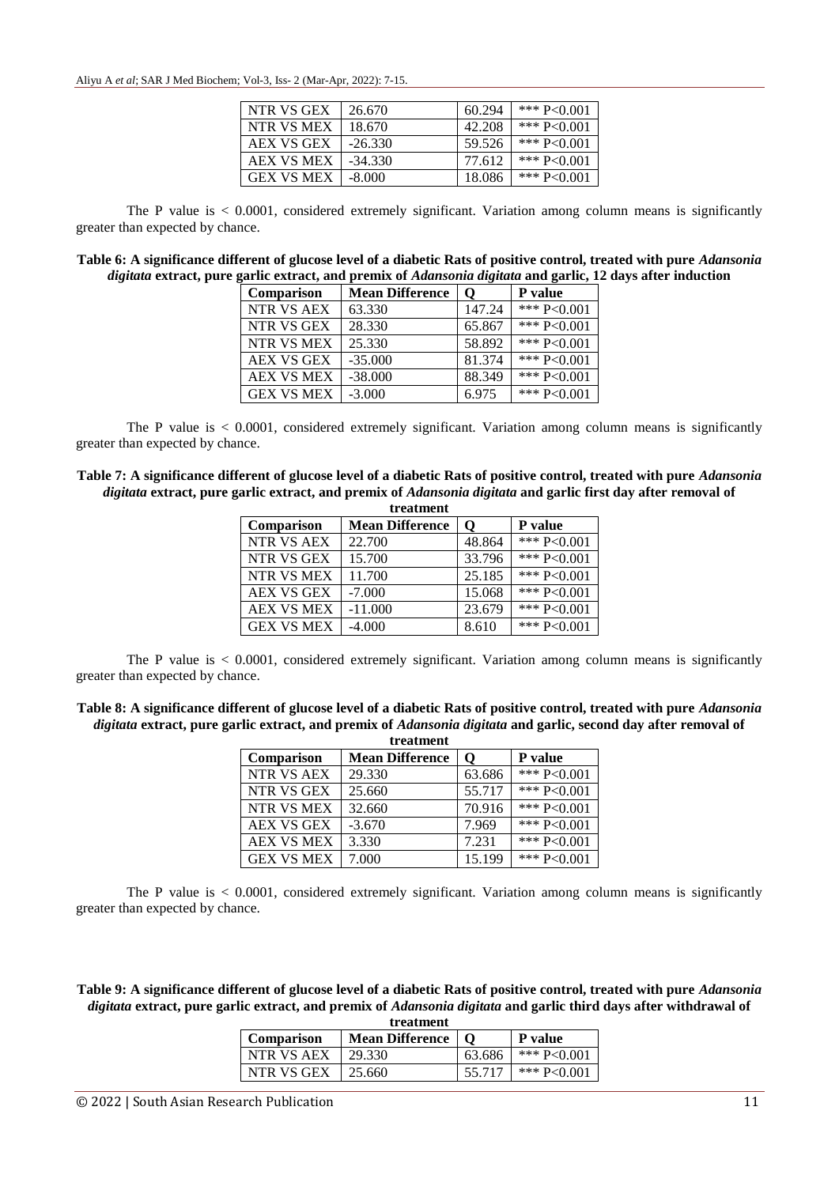| NTR VS GEX | 26.670 | 60.294 | *** P<0.001 |
|---|---|---|---|
| NTR VS MEX | 18.670 | 42.208 | *** P<0.001 |
| AEX VS GEX | -26.330 | 59.526 | *** P<0.001 |
| AEX VS MEX | -34.330 | 77.612 | *** P<0.001 |
| GEX VS MEX | -8.000 | 18.086 | *** P<0.001 |

The P value is < 0.0001, considered extremely significant. Variation among column means is significantly greater than expected by chance.

**Table 6: A significance different of glucose level of a diabetic Rats of positive control, treated with pure *Adansonia digitata* extract, pure garlic extract, and premix of *Adansonia digitata* and garlic, 12 days after induction**

| Comparison | Mean Difference | Q | P value |
|---|---|---|---|
| NTR VS AEX | 63.330 | 147.24 | *** P<0.001 |
| NTR VS GEX | 28.330 | 65.867 | *** P<0.001 |
| NTR VS MEX | 25.330 | 58.892 | *** P<0.001 |
| AEX VS GEX | -35.000 | 81.374 | *** P<0.001 |
| AEX VS MEX | -38.000 | 88.349 | *** P<0.001 |
| GEX VS MEX | -3.000 | 6.975 | *** P<0.001 |

The P value is < 0.0001, considered extremely significant. Variation among column means is significantly greater than expected by chance.

**Table 7: A significance different of glucose level of a diabetic Rats of positive control, treated with pure *Adansonia digitata* extract, pure garlic extract, and premix of *Adansonia digitata* and garlic first day after removal of treatment**

| Comparison | Mean Difference | Q | P value |
|---|---|---|---|
| NTR VS AEX | 22.700 | 48.864 | *** P<0.001 |
| NTR VS GEX | 15.700 | 33.796 | *** P<0.001 |
| NTR VS MEX | 11.700 | 25.185 | *** P<0.001 |
| AEX VS GEX | -7.000 | 15.068 | *** P<0.001 |
| AEX VS MEX | -11.000 | 23.679 | *** P<0.001 |
| GEX VS MEX | -4.000 | 8.610 | *** P<0.001 |

The P value is < 0.0001, considered extremely significant. Variation among column means is significantly greater than expected by chance.

**Table 8: A significance different of glucose level of a diabetic Rats of positive control, treated with pure *Adansonia digitata* extract, pure garlic extract, and premix of *Adansonia digitata* and garlic, second day after removal of treatment**

| Comparison | Mean Difference | Q | P value |
|---|---|---|---|
| NTR VS AEX | 29.330 | 63.686 | *** P<0.001 |
| NTR VS GEX | 25.660 | 55.717 | *** P<0.001 |
| NTR VS MEX | 32.660 | 70.916 | *** P<0.001 |
| AEX VS GEX | -3.670 | 7.969 | *** P<0.001 |
| AEX VS MEX | 3.330 | 7.231 | *** P<0.001 |
| GEX VS MEX | 7.000 | 15.199 | *** P<0.001 |

The P value is < 0.0001, considered extremely significant. Variation among column means is significantly greater than expected by chance.

**Table 9: A significance different of glucose level of a diabetic Rats of positive control, treated with pure *Adansonia digitata* extract, pure garlic extract, and premix of *Adansonia digitata* and garlic third days after withdrawal of treatment**

| Comparison | Mean Difference | Q | P value |
|---|---|---|---|
| NTR VS AEX | 29.330 | 63.686 | *** P<0.001 |
| NTR VS GEX | 25.660 | 55.717 | *** P<0.001 |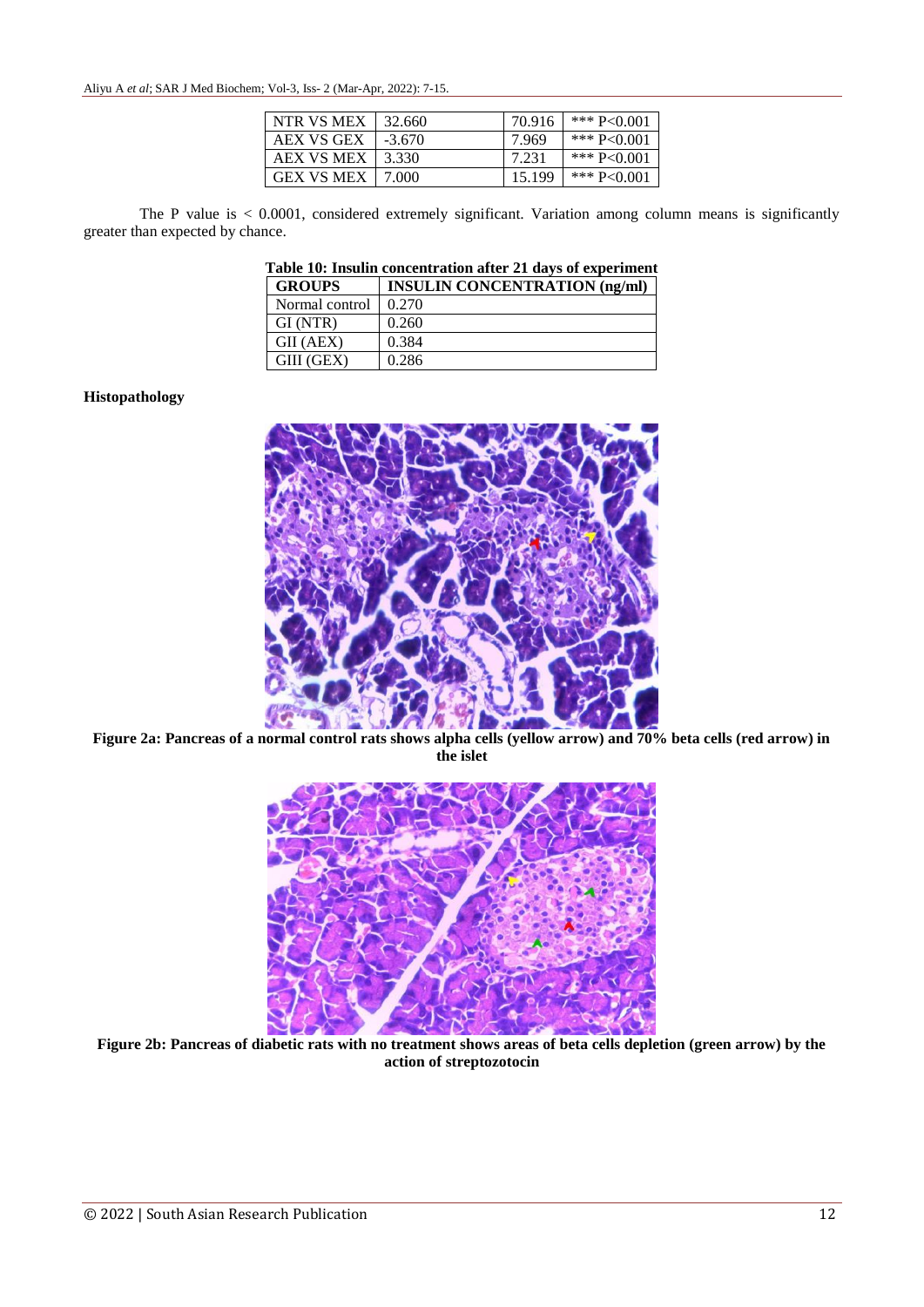| | | | |
|---|---|---|---|
| NTR VS MEX | 32.660 | 70.916 | *** P<0.001 |
| AEX VS GEX | -3.670 | 7.969 | *** P<0.001 |
| AEX VS MEX | 3.330 | 7.231 | *** P<0.001 |
| GEX VS MEX | 7.000 | 15.199 | *** P<0.001 |

The P value is < 0.0001, considered extremely significant. Variation among column means is significantly greater than expected by chance.

**Table 10: Insulin concentration after 21 days of experiment**

| GROUPS | INSULIN CONCENTRATION (ng/ml) |
|---|---|
| Normal control | 0.270 |
| GI (NTR) | 0.260 |
| GII (AEX) | 0.384 |
| GIII (GEX) | 0.286 |

**Histopathology**

**Figure 2a: Pancreas of a normal control rats shows alpha cells (yellow arrow) and 70% beta cells (red arrow) in the islet**

**Figure 2b: Pancreas of diabetic rats with no treatment shows areas of beta cells depletion (green arrow) by the action of streptozotocin**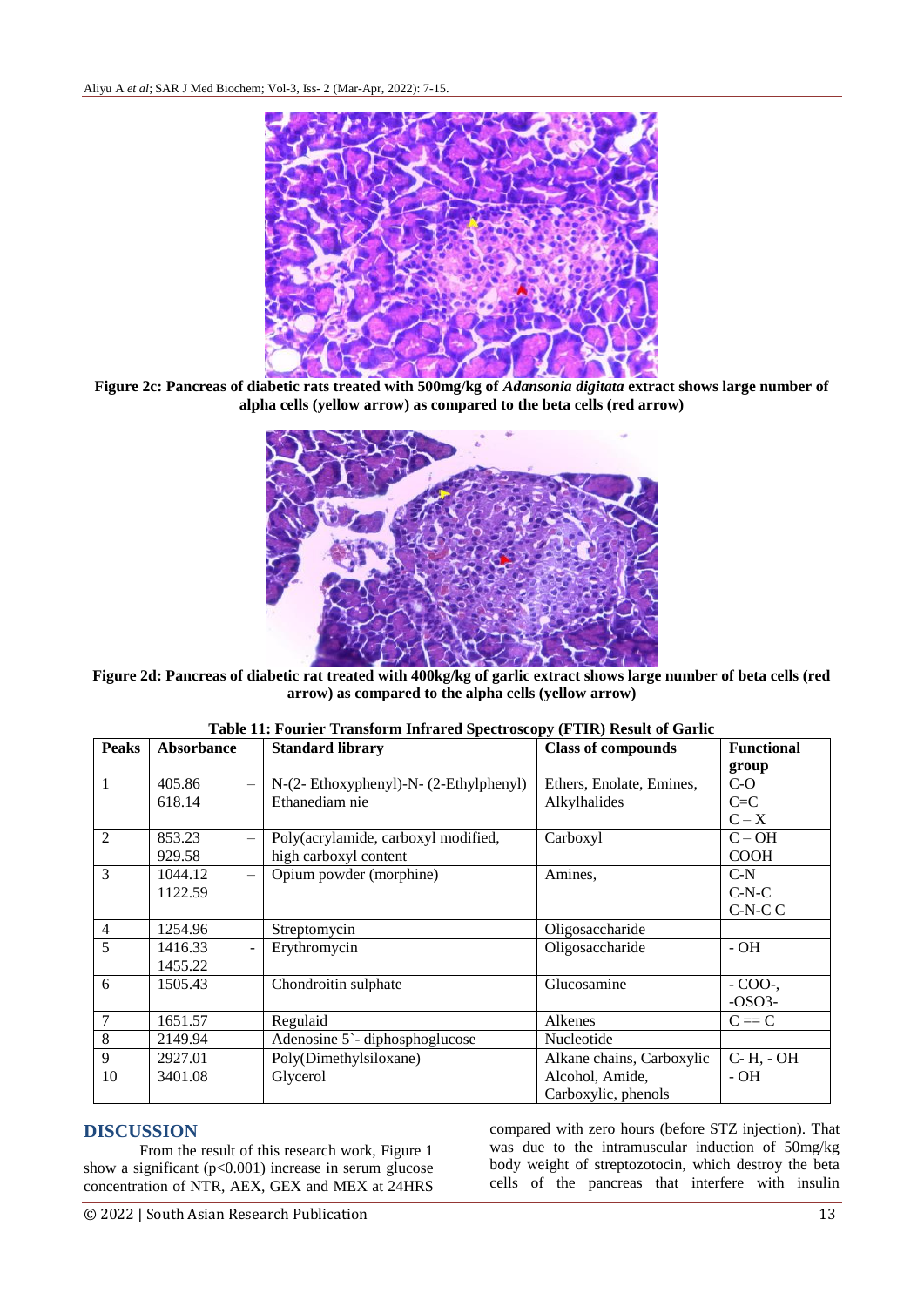Figure 2c: Pancreas of diabetic rats treated with 500mg/kg of *Adansonia digitata* extract shows large number of alpha cells (yellow arrow) as compared to the beta cells (red arrow)

Figure 2d: Pancreas of diabetic rat treated with 400kg/kg of garlic extract shows large number of beta cells (red arrow) as compared to the alpha cells (yellow arrow)

**Table 11: Fourier Transform Infrared Spectroscopy (FTIR) Result of Garlic**

| Peaks | Absorbance | Standard library | Class of compounds | Functional group |
|---|---|---|---|---|
| 1 | 405.86 – 618.14 | N-(2- Ethoxyphenyl)-N- (2-Ethylphenyl) Ethanediam nie | Ethers, Enolate, Emines, Alkylhalides | C-O C=C C – X |
| 2 | 853.23 – 929.58 | Poly(acrylamide, carboxyl modified, high carboxyl content | Carboxyl | C – OH COOH |
| 3 | 1044.12 – 1122.59 | Opium powder (morphine) | Amines, | C-N C-N-C C-N-C C |
| 4 | 1254.96 | Streptomycin | Oligosaccharide | |
| 5 | 1416.33 - 1455.22 | Erythromycin | Oligosaccharide | - OH |
| 6 | 1505.43 | Chondroitin sulphate | Glucosamine | - COO-, -OSO3- |
| 7 | 1651.57 | Regulaid | Alkenes | C == C |
| 8 | 2149.94 | Adenosine 5`- diphosphoglucose | Nucleotide | |
| 9 | 2927.01 | Poly(Dimethylsiloxane) | Alkane chains, Carboxylic | C- H, - OH |
| 10 | 3401.08 | Glycerol | Alcohol, Amide, Carboxylic, phenols | - OH |

## DISCUSSION

From the result of this research work, Figure 1 show a significant ($p<0.001$) increase in serum glucose concentration of NTR, AEX, GEX and MEX at 24HRS compared with zero hours (before STZ injection). That was due to the intramuscular induction of 50mg/kg body weight of streptozotocin, which destroy the beta cells of the pancreas that interfere with insulin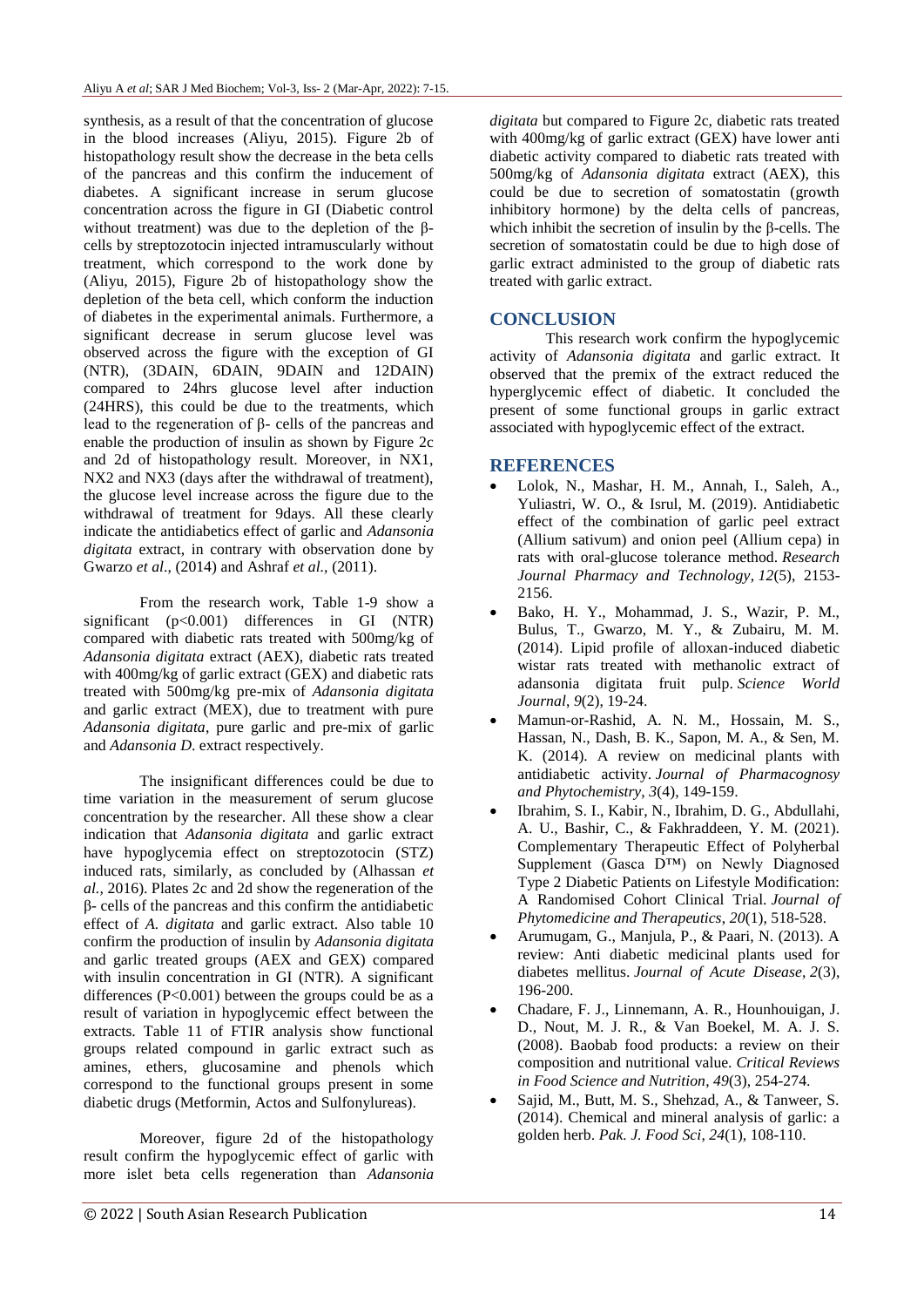synthesis, as a result of that the concentration of glucose in the blood increases (Aliyu, 2015). Figure 2b of histopathology result show the decrease in the beta cells of the pancreas and this confirm the inducement of diabetes. A significant increase in serum glucose concentration across the figure in GI (Diabetic control without treatment) was due to the depletion of the β-cells by streptozotocin injected intramuscularly without treatment, which correspond to the work done by (Aliyu, 2015), Figure 2b of histopathology show the depletion of the beta cell, which conform the induction of diabetes in the experimental animals. Furthermore, a significant decrease in serum glucose level was observed across the figure with the exception of GI (NTR), (3DAIN, 6DAIN, 9DAIN and 12DAIN) compared to 24hrs glucose level after induction (24HRS), this could be due to the treatments, which lead to the regeneration of β- cells of the pancreas and enable the production of insulin as shown by Figure 2c and 2d of histopathology result. Moreover, in NX1, NX2 and NX3 (days after the withdrawal of treatment), the glucose level increase across the figure due to the withdrawal of treatment for 9days. All these clearly indicate the antidiabetics effect of garlic and *Adansonia digitata* extract, in contrary with observation done by Gwarzo *et al*., (2014) and Ashraf *et al.,* (2011).

From the research work, Table 1-9 show a significant ($p<0.001$) differences in GI (NTR) compared with diabetic rats treated with 500mg/kg of *Adansonia digitata* extract (AEX), diabetic rats treated with 400mg/kg of garlic extract (GEX) and diabetic rats treated with 500mg/kg pre-mix of *Adansonia digitata* and garlic extract (MEX), due to treatment with pure *Adansonia digitata*, pure garlic and pre-mix of garlic and *Adansonia D.* extract respectively.

The insignificant differences could be due to time variation in the measurement of serum glucose concentration by the researcher. All these show a clear indication that *Adansonia digitata* and garlic extract have hypoglycemia effect on streptozotocin (STZ) induced rats, similarly, as concluded by (Alhassan *et al.*, 2016). Plates 2c and 2d show the regeneration of the β- cells of the pancreas and this confirm the antidiabetic effect of *A. digitata* and garlic extract. Also table 10 confirm the production of insulin by *Adansonia digitata* and garlic treated groups (AEX and GEX) compared with insulin concentration in GI (NTR). A significant differences ($P<0.001$) between the groups could be as a result of variation in hypoglycemic effect between the extracts. Table 11 of FTIR analysis show functional groups related compound in garlic extract such as amines, ethers, glucosamine and phenols which correspond to the functional groups present in some diabetic drugs (Metformin, Actos and Sulfonylureas).

Moreover, figure 2d of the histopathology result confirm the hypoglycemic effect of garlic with more islet beta cells regeneration than *Adansonia digitata* but compared to Figure 2c, diabetic rats treated with 400mg/kg of garlic extract (GEX) have lower anti diabetic activity compared to diabetic rats treated with 500mg/kg of *Adansonia digitata* extract (AEX), this could be due to secretion of somatostatin (growth inhibitory hormone) by the delta cells of pancreas, which inhibit the secretion of insulin by the β-cells. The secretion of somatostatin could be due to high dose of garlic extract administed to the group of diabetic rats treated with garlic extract.

## CONCLUSION

This research work confirm the hypoglycemic activity of *Adansonia digitata* and garlic extract. It observed that the premix of the extract reduced the hyperglycemic effect of diabetic. It concluded the present of some functional groups in garlic extract associated with hypoglycemic effect of the extract.

## REFERENCES

- Lolok, N., Mashar, H. M., Annah, I., Saleh, A., Yuliastri, W. O., & Isrul, M. (2019). Antidiabetic effect of the combination of garlic peel extract (Allium sativum) and onion peel (Allium cepa) in rats with oral-glucose tolerance method. *Research Journal Pharmacy and Technology*, *12*(5), 2153-2156.
- Bako, H. Y., Mohammad, J. S., Wazir, P. M., Bulus, T., Gwarzo, M. Y., & Zubairu, M. M. (2014). Lipid profile of alloxan-induced diabetic wistar rats treated with methanolic extract of adansonia digitata fruit pulp. *Science World Journal*, *9*(2), 19-24.
- Mamun-or-Rashid, A. N. M., Hossain, M. S., Hassan, N., Dash, B. K., Sapon, M. A., & Sen, M. K. (2014). A review on medicinal plants with antidiabetic activity. *Journal of Pharmacognosy and Phytochemistry*, *3*(4), 149-159.
- Ibrahim, S. I., Kabir, N., Ibrahim, D. G., Abdullahi, A. U., Bashir, C., & Fakhraddeen, Y. M. (2021). Complementary Therapeutic Effect of Polyherbal Supplement (Gasca D™) on Newly Diagnosed Type 2 Diabetic Patients on Lifestyle Modification: A Randomised Cohort Clinical Trial. *Journal of Phytomedicine and Therapeutics*, *20*(1), 518-528.
- Arumugam, G., Manjula, P., & Paari, N. (2013). A review: Anti diabetic medicinal plants used for diabetes mellitus. *Journal of Acute Disease*, *2*(3), 196-200.
- Chadare, F. J., Linnemann, A. R., Hounhouigan, J. D., Nout, M. J. R., & Van Boekel, M. A. J. S. (2008). Baobab food products: a review on their composition and nutritional value. *Critical Reviews in Food Science and Nutrition*, *49*(3), 254-274.
- Sajid, M., Butt, M. S., Shehzad, A., & Tanweer, S. (2014). Chemical and mineral analysis of garlic: a golden herb. *Pak. J. Food Sci*, *24*(1), 108-110.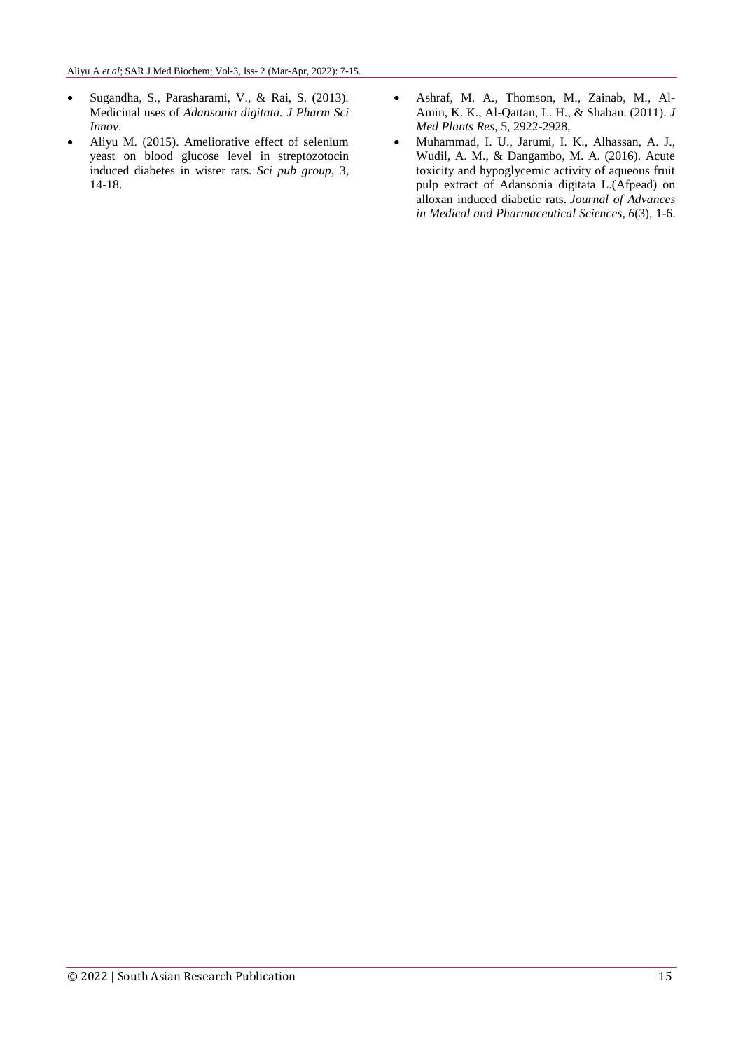- Sugandha, S., Parasharami, V., & Rai, S. (2013). Medicinal uses of *Adansonia digitata. J Pharm Sci Innov*.
- Aliyu M. (2015). Ameliorative effect of selenium yeast on blood glucose level in streptozotocin induced diabetes in wister rats. *Sci pub group*, 3, 14-18.
- Ashraf, M. A., Thomson, M., Zainab, M., Al-Amin, K. K., Al-Qattan, L. H., & Shaban. (2011). *J Med Plants Res*, 5, 2922-2928,
- Muhammad, I. U., Jarumi, I. K., Alhassan, A. J., Wudil, A. M., & Dangambo, M. A. (2016). Acute toxicity and hypoglycemic activity of aqueous fruit pulp extract of Adansonia digitata L.(Afpead) on alloxan induced diabetic rats. *Journal of Advances in Medical and Pharmaceutical Sciences*, *6*(3), 1-6.